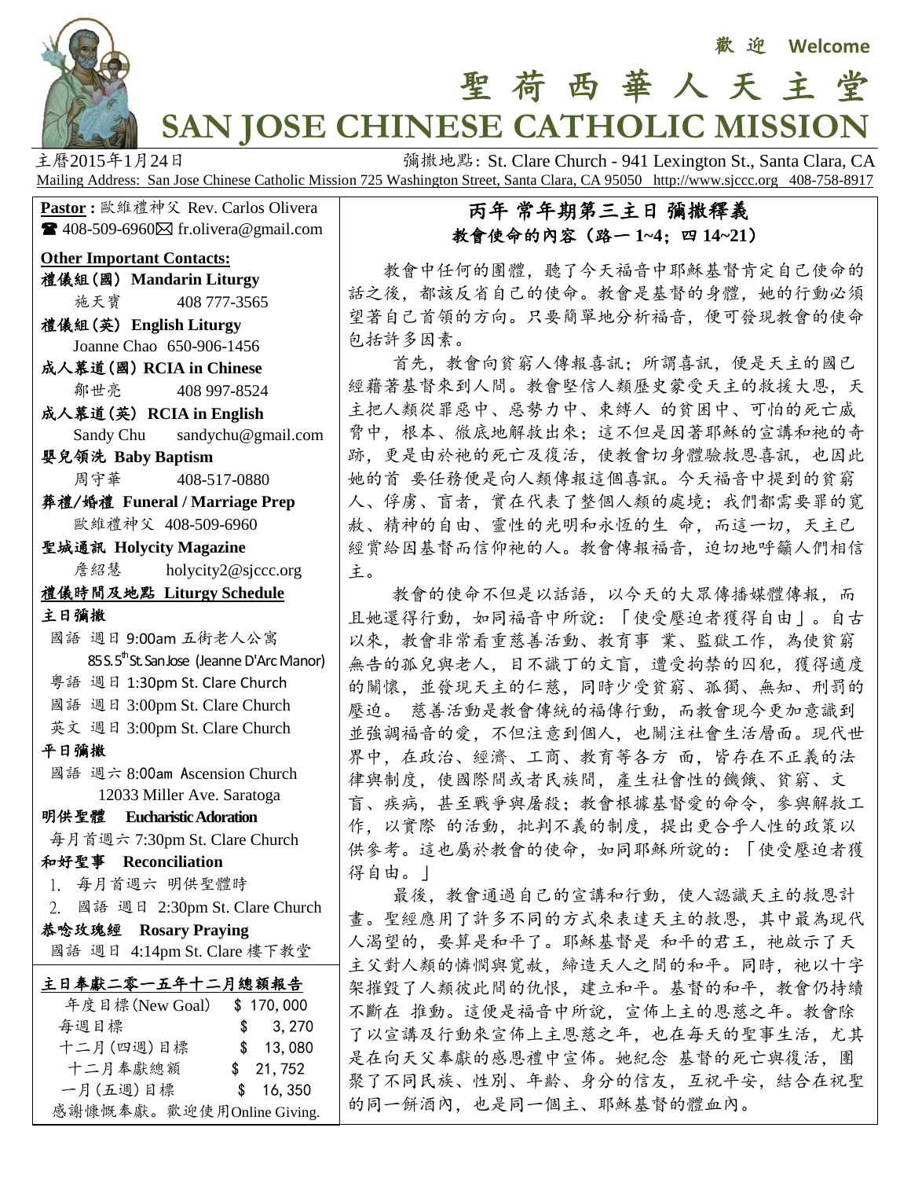歡 迎 **Welcome**

# 聖 荷 西 華 人 天 主 堂

# SAN JOSE CHINESE CATHOLIC MISSION

主曆2015年1月24日 彌撒地點: St. Clare Church - 941 Lexington St., Santa Clara, CA

Mailing Address: San Jose Chinese Catholic Mission 725 Washington Street, Santa Clara, CA 95050 http://www.sjccc.org 408-758-8917

**Pastor :** 歐維禮神父 Rev. Carlos Olivera
☎ 408-509-6960 ✉ fr.olivera@gmail.com

**Other Important Contacts:**

**禮儀組(國) Mandarin Liturgy**
施天寶 408 777-3565

**禮儀組(英) English Liturgy**
Joanne Chao 650-906-1456

**成人慕道(國) RCIA in Chinese**
鄒世亮 408 997-8524

**成人慕道(英) RCIA in English**
Sandy Chu sandychu@gmail.com

**嬰兒領洗 Baby Baptism**
周守華 408-517-0880

**葬禮/婚禮 Funeral / Marriage Prep**
歐維禮神父 408-509-6960

**聖城通訊 Holycity Magazine**
詹紹慧 holycity2@sjccc.org

**禮儀時間及地點 Liturgy Schedule**

**主日彌撒**

國語 週日 9:00am 五街老人公寓
85 S. 5th St. San Jose (Jeanne D'Arc Manor)

粵語 週日 1:30pm St. Clare Church

國語 週日 3:00pm St. Clare Church

英文 週日 3:00pm St. Clare Church

**平日彌撒**

國語 週六 8:00am Ascension Church
12033 Miller Ave. Saratoga

**明供聖體 Eucharistic Adoration**

每月首週六 7:30pm St. Clare Church

**和好聖事 Reconciliation**

1. 每月首週六 明供聖體時
2. 國語 週日 2:30pm St. Clare Church

**恭唸玫瑰經 Rosary Praying**

國語 週日 4:14pm St. Clare 樓下教堂

**主日奉獻二零一五年十二月總額報告**

| 年度目標(New Goal) | $ 170, 000 |
|---|---|
| 每週目標 | $ 3, 270 |
| 十二月(四週)目標 | $ 13, 080 |
| 十二月奉獻總額 | $ 21, 752 |
| 一月(五週)目標 | $ 16, 350 |

感謝慷慨奉獻。歡迎使用Online Giving.

## 丙年 常年期第三主日 彌撒釋義

### 教會使命的內容(路一 1~4; 四 14~21)

教會中任何的團體,聽了今天福音中耶穌基督肯定自己使命的話之後,都該反省自己的使命。教會是基督的身體,她的行動必須望著自己首領的方向。只要簡單地分析福音,便可發現教會的使命包括許多因素。

首先,教會向貧窮人傳報喜訊;所謂喜訊,便是天主的國已經藉著基督來到人間。教會堅信人類歷史蒙受天主的救援大恩,天主把人類從罪惡中、惡勢力中、束縛人 的貧困中、可怕的死亡威脅中,根本、徹底地解救出來;這不但是因著耶穌的宣講和祂的奇跡,更是由於祂的死亡及復活,使教會切身體驗救恩喜訊,也因此她的首 要任務便是向人類傳報這個喜訊。今天福音中提到的貧窮人、俘虜、盲者,實在代表了整個人類的處境;我們都需要罪的寬赦、精神的自由、靈性的光明和永恆的生 命,而這一切,天主已經賞給因基督而信仰祂的人。教會傳報福音,迫切地呼籲人們相信主。

教會的使命不但是以話語,以今天的大眾傳播媒體傳報,而且她還得行動,如同福音中所說:「使受壓迫者獲得自由」。自古以來,教會非常看重慈善活動、教育事 業、監獄工作,為使貧窮無告的孤兒與老人,目不識丁的文盲,遭受拘禁的囚犯,獲得適度的關懷,並發現天主的仁慈,同時少受貧窮、孤獨、無知、刑罰的壓迫。 慈善活動是教會傳統的福傳行動,而教會現今更加意識到並強調福音的愛,不但注意到個人,也關注社會生活層面。現代世界中,在政治、經濟、工商、教育等各方 面,皆存在不正義的法律與制度,使國際間或者民族間,產生社會性的饑餓、貧窮、文盲、疾病,甚至戰爭與屠殺;教會根據基督愛的命令,參與解救工作,以實際 的活動,批判不義的制度,提出更合乎人性的政策以供參考。這也屬於教會的使命,如同耶穌所說的:「使受壓迫者獲得自由。」

最後,教會通過自己的宣講和行動,使人認識天主的救恩計畫。聖經應用了許多不同的方式來表達天主的救恩,其中最為現代人渴望的,要算是和平了。耶穌基督是 和平的君王,祂啟示了天主父對人類的憐憫與寬赦,締造天人之間的和平。同時,祂以十字架摧毀了人類彼此間的仇恨,建立和平。基督的和平,教會仍持續不斷在 推動。這便是福音中所說,宣佈上主的恩慈之年。教會除了以宣講及行動來宣佈上主恩慈之年,也在每天的聖事生活,尤其是在向天父奉獻的感恩禮中宣佈。她紀念 基督的死亡與復活,團聚了不同民族、性別、年齡、身分的信友,互祝平安,結合在祝聖的同一餅酒內,也是同一個主、耶穌基督的體血內。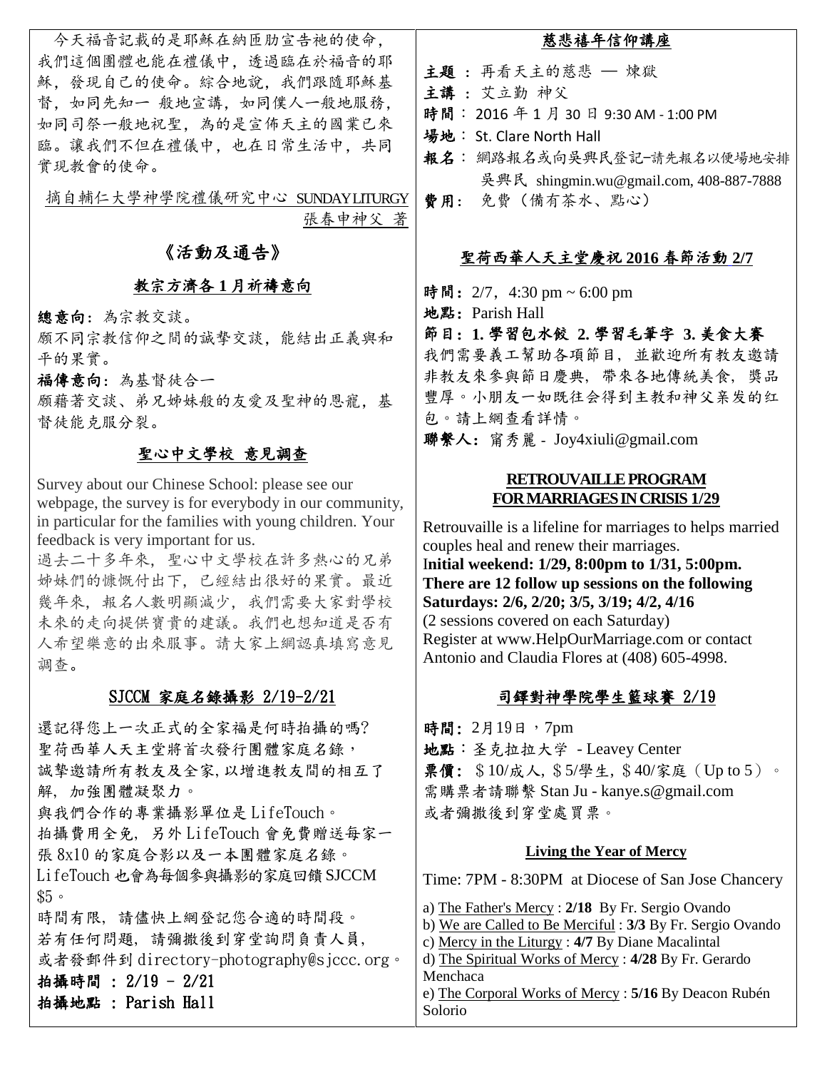今天福音記載的是耶穌在納匝肋宣告祂的使命，我們這個團體也能在禮儀中，透過臨在於福音的耶穌，發現自己的使命。綜合地說，我們跟隨耶穌基督，如同先知一 般地宣講，如同僕人一般地服務，如同司祭一般地祝聖，為的是宣佈天主的國業已來臨。讓我們不但在禮儀中，也在日常生活中，共同實現教會的使命。

摘自輔仁大學神學院禮儀研究中心 SUNDAY LITURGY 張春申神父 著

# 《活動及通告》

## 教宗方濟各 1 月祈禱意向

**總意向**：為宗教交談。
願不同宗教信仰之間的誠摯交談，能結出正義與和平的果實。
**福傳意向**：為基督徒合一
願藉著交談、弟兄姊妹般的友愛及聖神的恩寵，基督徒能克服分裂。

## 聖心中文學校 意見調查

Survey about our Chinese School: please see our webpage, the survey is for everybody in our community, in particular for the families with young children. Your feedback is very important for us.
過去二十多年來，聖心中文學校在許多熱心的兄弟姊妹們的慷慨付出下，已經結出很好的果實。最近幾年來，報名人數明顯減少，我們需要大家對學校未來的走向提供寶貴的建議。我們也想知道是否有人希望樂意的出來服事。請大家上網認真填寫意見調查。

## SJCCM 家庭名錄攝影 2/19-2/21

還記得您上一次正式的全家福是何時拍攝的嗎？
聖荷西華人天主堂將首次發行團體家庭名錄，
誠摯邀請所有教友及全家，以增進教友間的相互了解，加強團體凝聚力。
與我們合作的專業攝影單位是 LifeTouch。
拍攝費用全免，另外 LifeTouch 會免費贈送每家一張 8x10 的家庭合影以及一本團體家庭名錄。
LifeTouch 也會為每個參與攝影的家庭回饋 SJCCM $5。
時間有限，請儘快上網登記您合適的時間段。
若有任何問題，請彌撒後到穿堂詢問負責人員，或者發郵件到 directory-photography@sjccc.org。
**拍攝時間 : 2/19 - 2/21**
**拍攝地點 : Parish Hall**

## 慈悲禧年信仰講座

**主題**：再看天主的慈悲 — 煉獄
**主講**：艾立勤 神父
**時間**：2016 年 1 月 30 日 9:30 AM - 1:00 PM
**場地**：St. Clare North Hall
**報名**：網路報名或向吳興民登記–請先報名以便場地安排
吳興民 shingmin.wu@gmail.com, 408-887-7888
**費用**：免費（備有茶水、點心）

## 聖荷西華人天主堂慶祝 2016 春節活動 2/7

**時間**：2/7, 4:30 pm ~ 6:00 pm
**地點**：Parish Hall
**節目：1. 學習包水餃 2. 學習毛筆字 3. 美食大賽**
我們需要義工幫助各項節目，並歡迎所有教友邀請非教友來參與節日慶典，帶來各地傳統美食，獎品豐厚。小朋友一如既往会得到主教和神父亲发的红包。請上網查看詳情。
**聯繫人**：甯秀麗 - Joy4xiuli@gmail.com

## RETROUVAILLE PROGRAM FOR MARRIAGES IN CRISIS 1/29

Retrouvaille is a lifeline for marriages to helps married couples heal and renew their marriages.
**Initial weekend: 1/29, 8:00pm to 1/31, 5:00pm.**
**There are 12 follow up sessions on the following Saturdays: 2/6, 2/20; 3/5, 3/19; 4/2, 4/16**
(2 sessions covered on each Saturday)
Register at www.HelpOurMarriage.com or contact Antonio and Claudia Flores at (408) 605-4998.

## 司鐸對神學院學生籃球賽 2/19

**時間**：2月19日，7pm
**地點**：圣克拉拉大学 - Leavey Center
**票價**：＄10/成人，＄5/學生，＄40/家庭（Up to 5）。
需購票者請聯繫 Stan Ju - kanye.s@gmail.com
或者彌撒後到穿堂處買票。

## Living the Year of Mercy

Time: 7PM - 8:30PM at Diocese of San Jose Chancery

a) The Father's Mercy : **2/18** By Fr. Sergio Ovando
b) We are Called to Be Merciful : **3/3** By Fr. Sergio Ovando
c) Mercy in the Liturgy : **4/7** By Diane Macalintal
d) The Spiritual Works of Mercy : **4/28** By Fr. Gerardo Menchaca
e) The Corporal Works of Mercy : **5/16** By Deacon Rubén Solorio